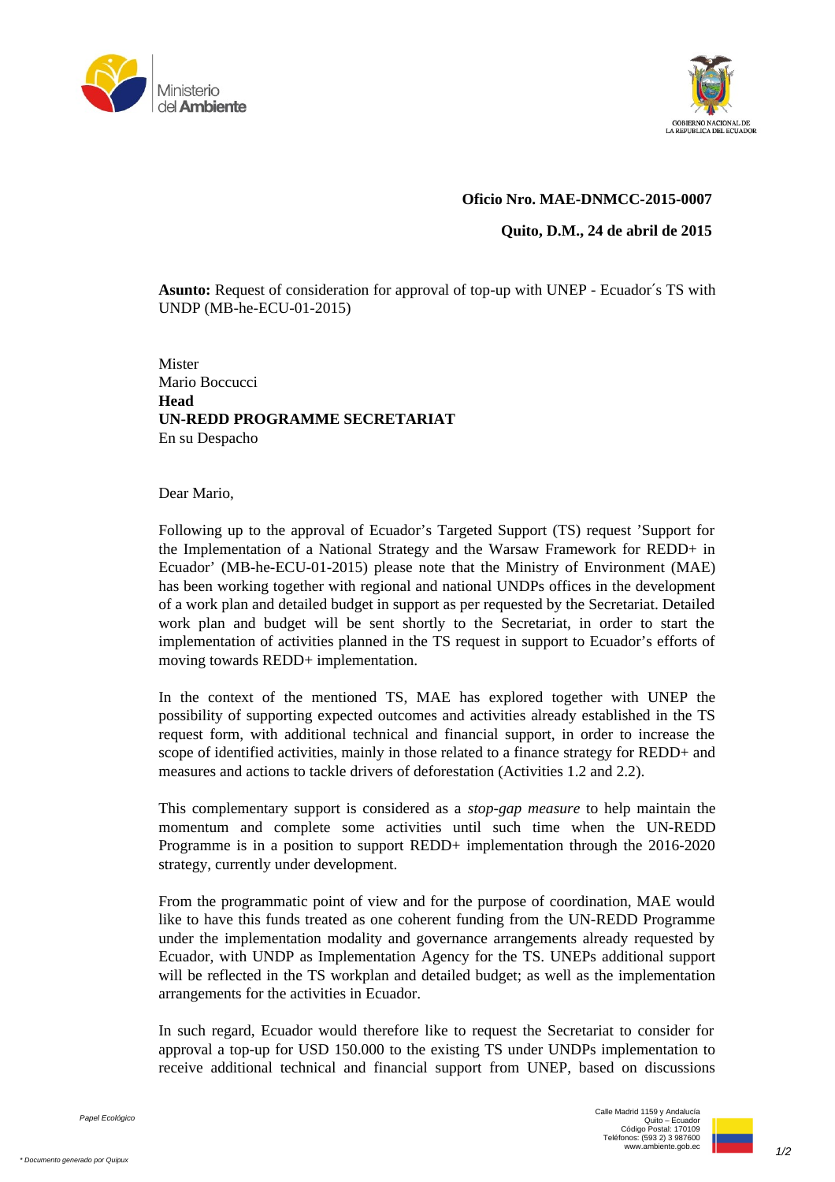**Oficio Nro. MAE-DNMCC-2015-0007**

**Quito, D.M., 24 de abril de 2015**

**Asunto:** Request of consideration for approval of top-up with UNEP - Ecuador´s TS with UNDP (MB-he-ECU-01-2015)

Mister
Mario Boccucci
**Head**
**UN-REDD PROGRAMME SECRETARIAT**
En su Despacho

Dear Mario,

Following up to the approval of Ecuador's Targeted Support (TS) request 'Support for the Implementation of a National Strategy and the Warsaw Framework for REDD+ in Ecuador' (MB-he-ECU-01-2015) please note that the Ministry of Environment (MAE) has been working together with regional and national UNDPs offices in the development of a work plan and detailed budget in support as per requested by the Secretariat. Detailed work plan and budget will be sent shortly to the Secretariat, in order to start the implementation of activities planned in the TS request in support to Ecuador's efforts of moving towards REDD+ implementation.

In the context of the mentioned TS, MAE has explored together with UNEP the possibility of supporting expected outcomes and activities already established in the TS request form, with additional technical and financial support, in order to increase the scope of identified activities, mainly in those related to a finance strategy for REDD+ and measures and actions to tackle drivers of deforestation (Activities 1.2 and 2.2).

This complementary support is considered as a *stop-gap measure* to help maintain the momentum and complete some activities until such time when the UN-REDD Programme is in a position to support REDD+ implementation through the 2016-2020 strategy, currently under development.

From the programmatic point of view and for the purpose of coordination, MAE would like to have this funds treated as one coherent funding from the UN-REDD Programme under the implementation modality and governance arrangements already requested by Ecuador, with UNDP as Implementation Agency for the TS. UNEPs additional support will be reflected in the TS workplan and detailed budget; as well as the implementation arrangements for the activities in Ecuador.

In such regard, Ecuador would therefore like to request the Secretariat to consider for approval a top-up for USD 150.000 to the existing TS under UNDPs implementation to receive additional technical and financial support from UNEP, based on discussions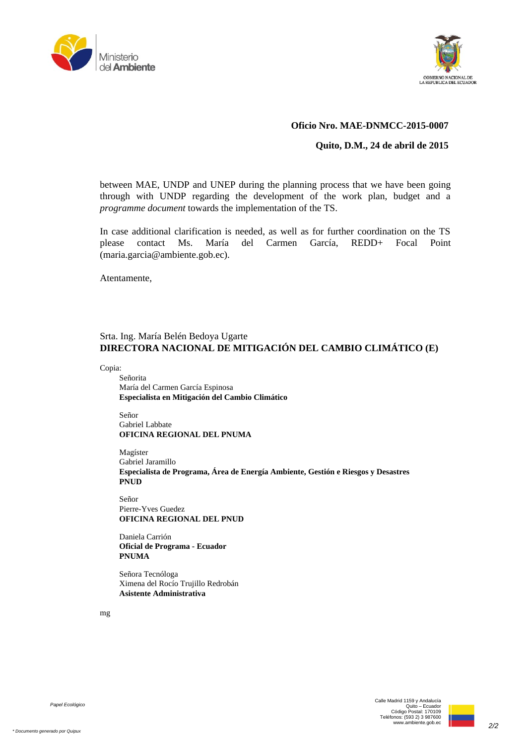**Oficio Nro. MAE-DNMCC-2015-0007**

**Quito, D.M., 24 de abril de 2015**

between MAE, UNDP and UNEP during the planning process that we have been going through with UNDP regarding the development of the work plan, budget and a *programme document* towards the implementation of the TS.

In case additional clarification is needed, as well as for further coordination on the TS please contact Ms. María del Carmen García, REDD+ Focal Point (maria.garcia@ambiente.gob.ec).

Atentamente,

Srta. Ing. María Belén Bedoya Ugarte
**DIRECTORA NACIONAL DE MITIGACIÓN DEL CAMBIO CLIMÁTICO (E)**

Copia:

Señorita
María del Carmen García Espinosa
**Especialista en Mitigación del Cambio Climático**

Señor
Gabriel Labbate
**OFICINA REGIONAL DEL PNUMA**

Magíster
Gabriel Jaramillo
**Especialista de Programa, Área de Energía Ambiente, Gestión e Riesgos y Desastres**
**PNUD**

Señor
Pierre-Yves Guedez
**OFICINA REGIONAL DEL PNUD**

Daniela Carrión
**Oficial de Programa - Ecuador**
**PNUMA**

Señora Tecnóloga
Ximena del Rocío Trujillo Redrobán
**Asistente Administrativa**

mg